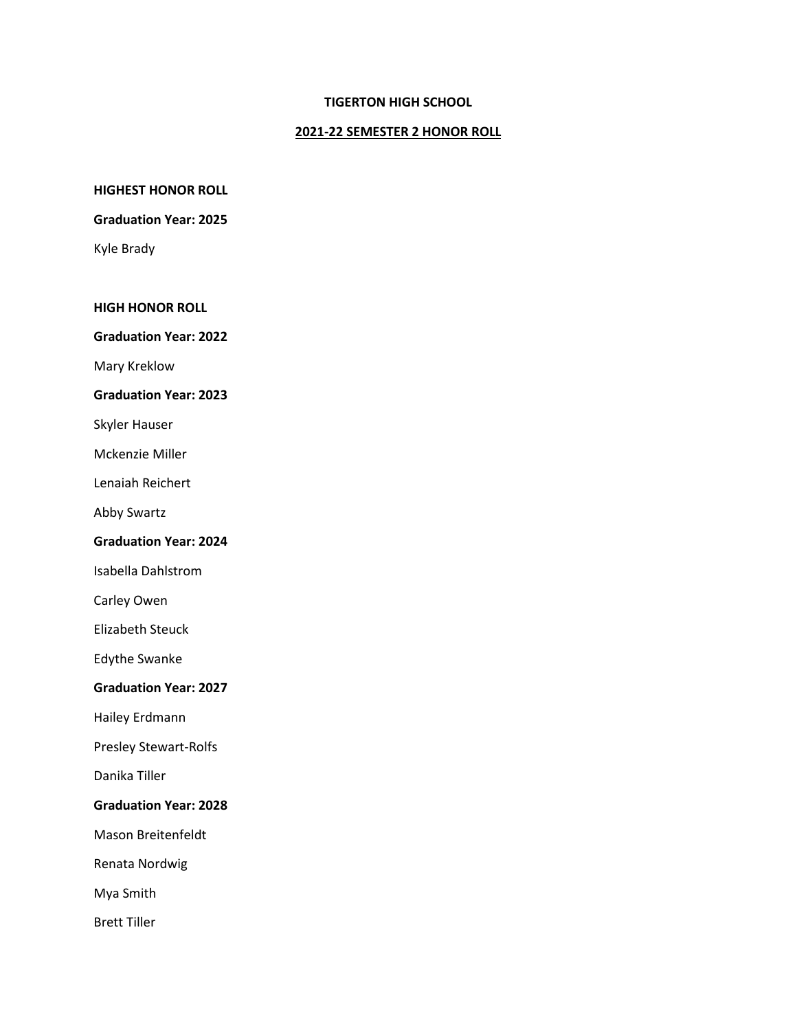# TIGERTON HIGH SCHOOL

## 2021-22 SEMESTER 2 HONOR ROLL

**HIGHEST HONOR ROLL**

**Graduation Year: 2025**

Kyle Brady

**HIGH HONOR ROLL**

**Graduation Year: 2022**

Mary Kreklow

**Graduation Year: 2023**

Skyler Hauser

Mckenzie Miller

Lenaiah Reichert

Abby Swartz

**Graduation Year: 2024**

Isabella Dahlstrom

Carley Owen

Elizabeth Steuck

Edythe Swanke

**Graduation Year: 2027**

Hailey Erdmann

Presley Stewart-Rolfs

Danika Tiller

**Graduation Year: 2028**

Mason Breitenfeldt

Renata Nordwig

Mya Smith

Brett Tiller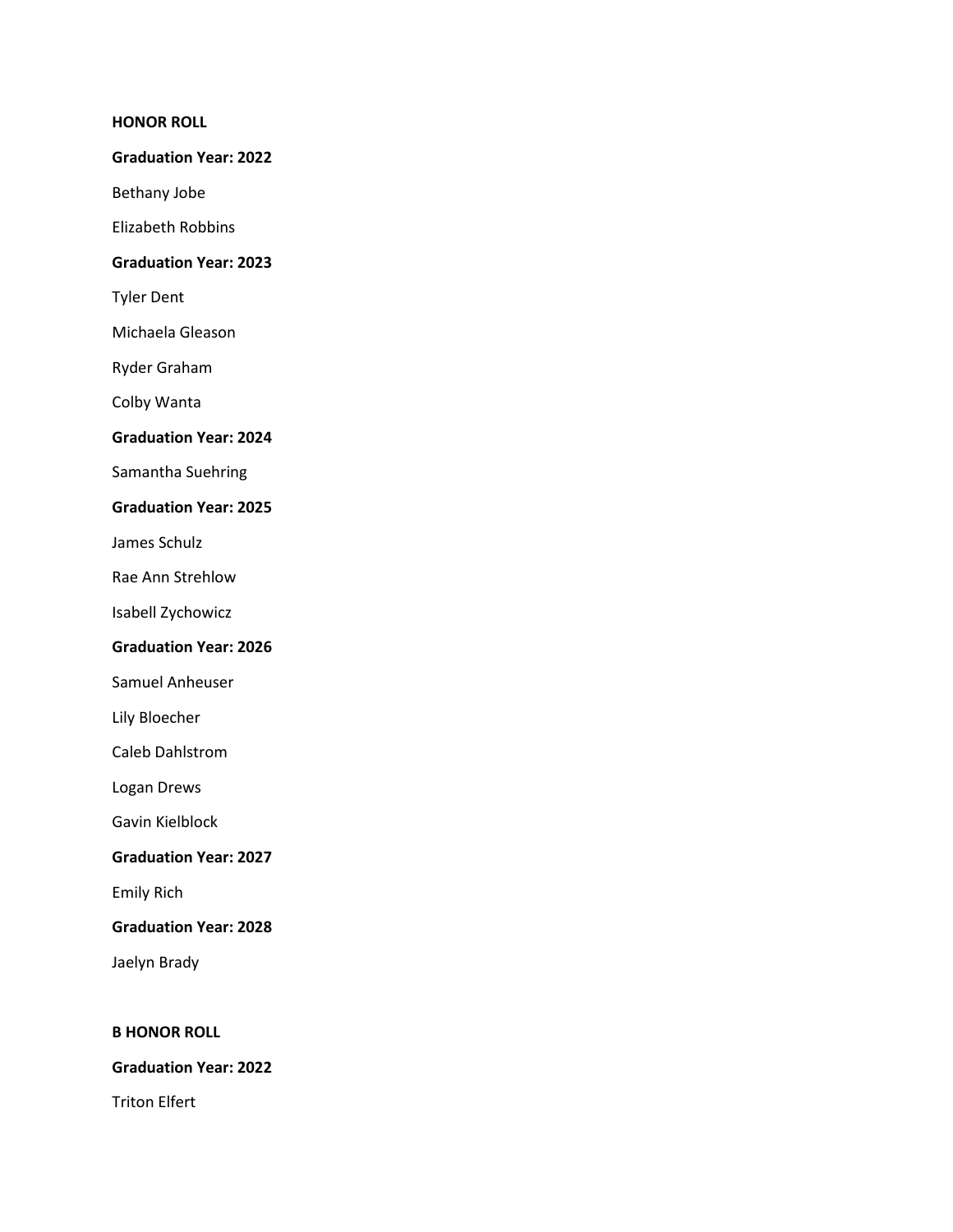**HONOR ROLL**

**Graduation Year: 2022**

Bethany Jobe

Elizabeth Robbins

**Graduation Year: 2023**

Tyler Dent

Michaela Gleason

Ryder Graham

Colby Wanta

**Graduation Year: 2024**

Samantha Suehring

**Graduation Year: 2025**

James Schulz

Rae Ann Strehlow

Isabell Zychowicz

**Graduation Year: 2026**

Samuel Anheuser

Lily Bloecher

Caleb Dahlstrom

Logan Drews

Gavin Kielblock

**Graduation Year: 2027**

Emily Rich

**Graduation Year: 2028**

Jaelyn Brady

**B HONOR ROLL**

**Graduation Year: 2022**

Triton Elfert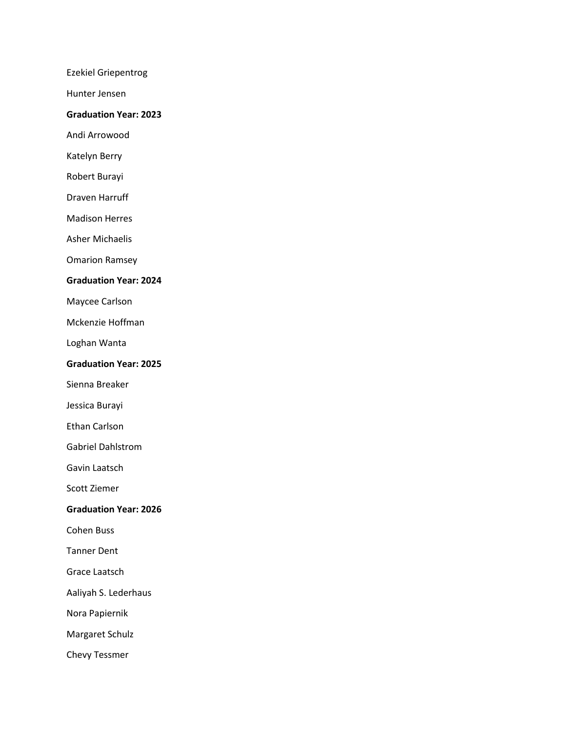Ezekiel Griepentrog

Hunter Jensen

**Graduation Year: 2023**

Andi Arrowood

Katelyn Berry

Robert Burayi

Draven Harruff

Madison Herres

Asher Michaelis

Omarion Ramsey

**Graduation Year: 2024**

Maycee Carlson

Mckenzie Hoffman

Loghan Wanta

**Graduation Year: 2025**

Sienna Breaker

Jessica Burayi

Ethan Carlson

Gabriel Dahlstrom

Gavin Laatsch

Scott Ziemer

**Graduation Year: 2026**

Cohen Buss

Tanner Dent

Grace Laatsch

Aaliyah S. Lederhaus

Nora Papiernik

Margaret Schulz

Chevy Tessmer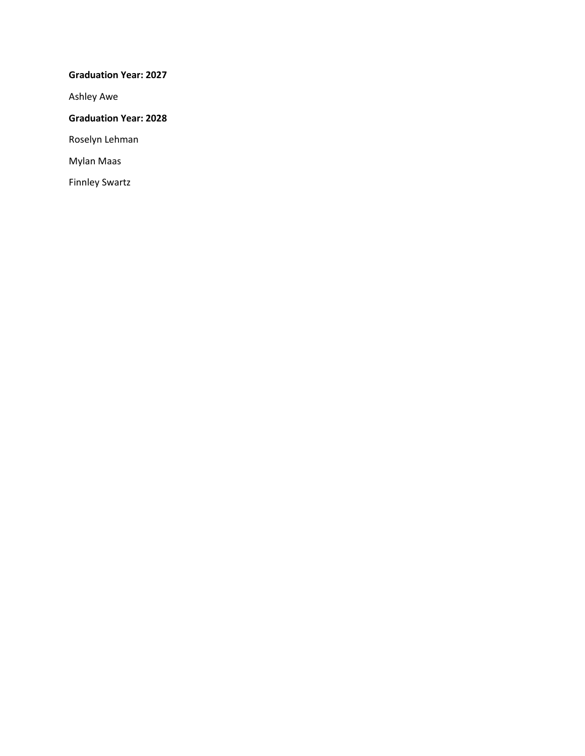**Graduation Year: 2027**

Ashley Awe

**Graduation Year: 2028**

Roselyn Lehman

Mylan Maas

Finnley Swartz